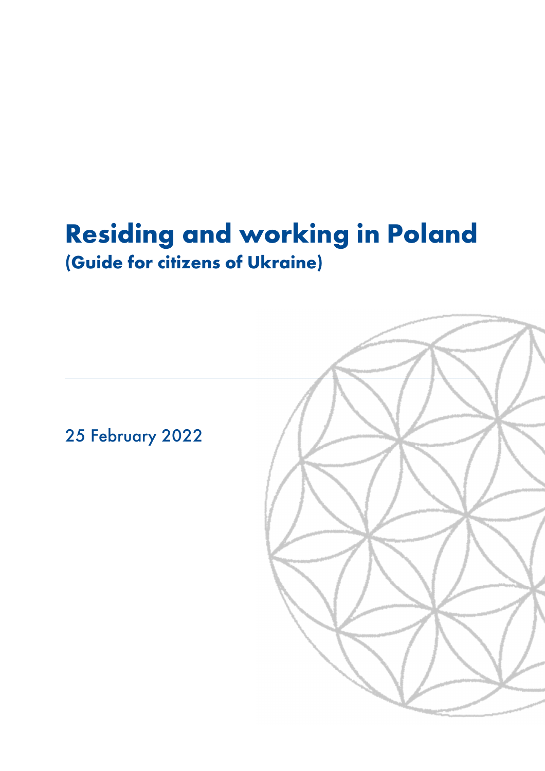# Residing and working in Poland

## (Guide for citizens of Ukraine)

25 February 2022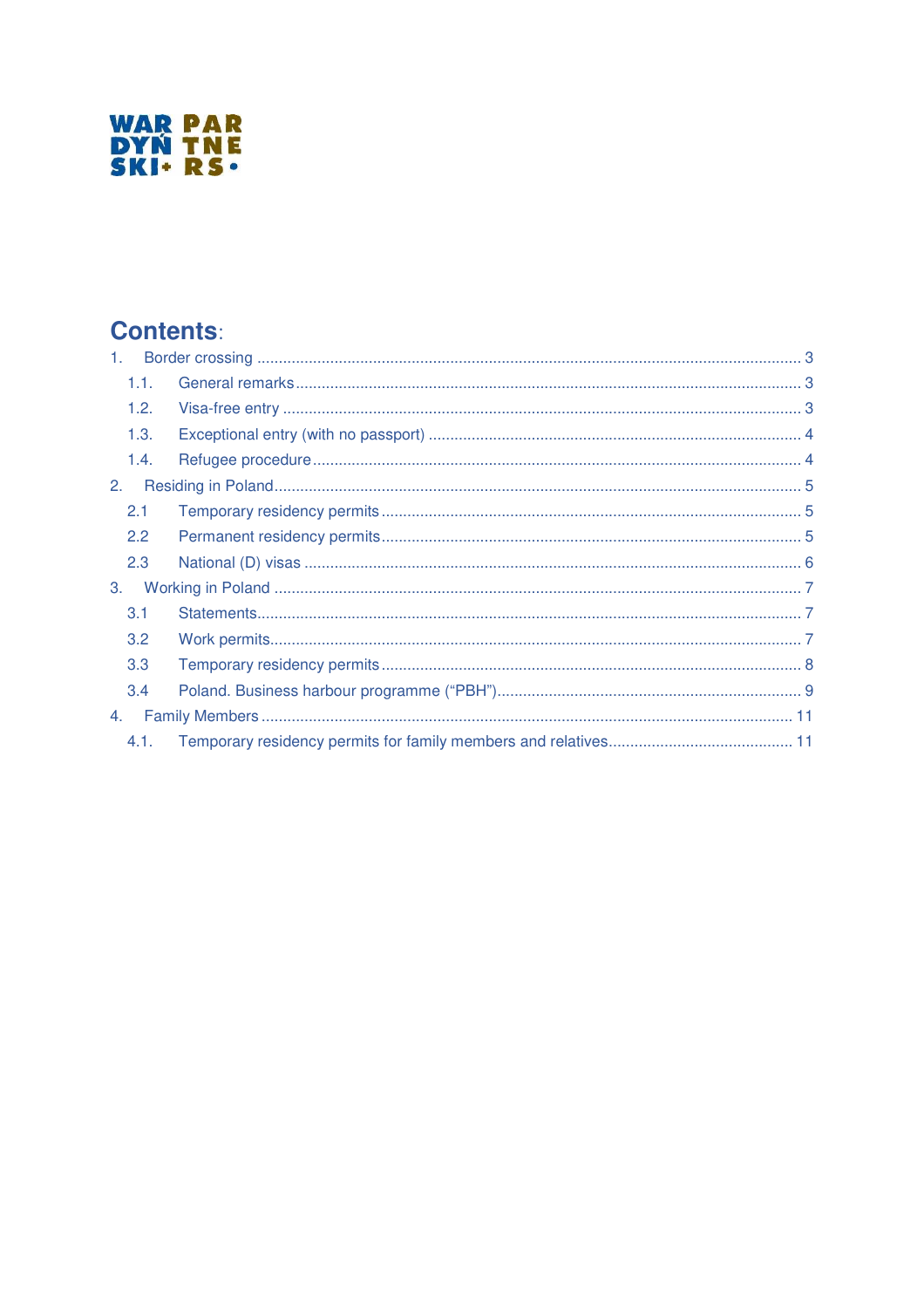WAR PAR
DYŃ TNE
SKI+ RS•

## Contents:

1. Border crossing ..... 3
    1.1. General remarks ..... 3
    1.2. Visa-free entry ..... 3
    1.3. Exceptional entry (with no passport) ..... 4
    1.4. Refugee procedure ..... 4
2. Residing in Poland ..... 5
    2.1 Temporary residency permits ..... 5
    2.2 Permanent residency permits ..... 5
    2.3 National (D) visas ..... 6
3. Working in Poland ..... 7
    3.1 Statements ..... 7
    3.2 Work permits ..... 7
    3.3 Temporary residency permits ..... 8
    3.4 Poland. Business harbour programme ("PBH") ..... 9
4. Family Members ..... 11
    4.1. Temporary residency permits for family members and relatives ..... 11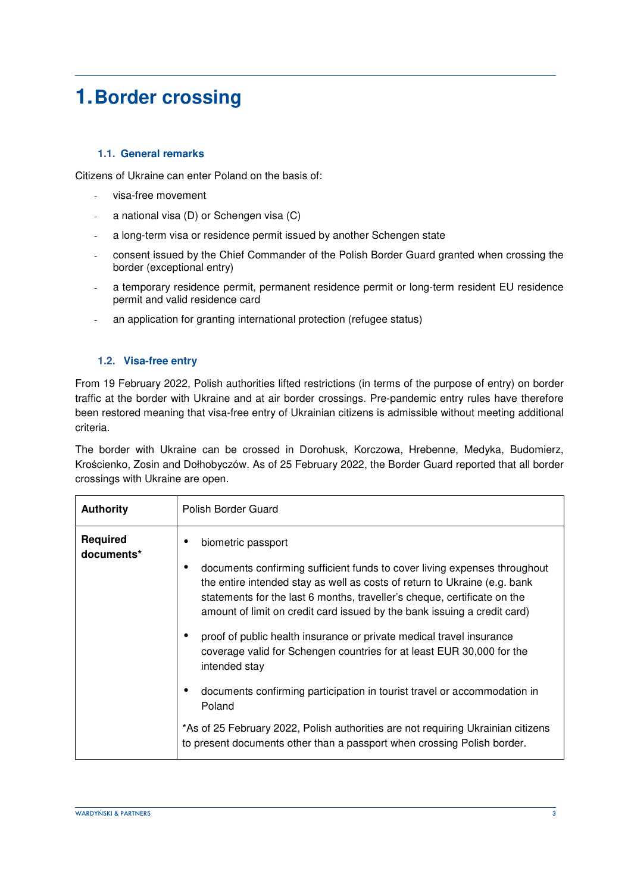# 1. Border crossing

### 1.1. General remarks

Citizens of Ukraine can enter Poland on the basis of:

- visa-free movement
- a national visa (D) or Schengen visa (C)
- a long-term visa or residence permit issued by another Schengen state
- consent issued by the Chief Commander of the Polish Border Guard granted when crossing the border (exceptional entry)
- a temporary residence permit, permanent residence permit or long-term resident EU residence permit and valid residence card
- an application for granting international protection (refugee status)

### 1.2. Visa-free entry

From 19 February 2022, Polish authorities lifted restrictions (in terms of the purpose of entry) on border traffic at the border with Ukraine and at air border crossings. Pre-pandemic entry rules have therefore been restored meaning that visa-free entry of Ukrainian citizens is admissible without meeting additional criteria.

The border with Ukraine can be crossed in Dorohusk, Korczowa, Hrebenne, Medyka, Budomierz, Krościenko, Zosin and Dołhobyczów. As of 25 February 2022, the Border Guard reported that all border crossings with Ukraine are open.

| **Authority** | Polish Border Guard |
|---|---|
| **Required documents*** | • biometric passport<br>• documents confirming sufficient funds to cover living expenses throughout the entire intended stay as well as costs of return to Ukraine (e.g. bank statements for the last 6 months, traveller's cheque, certificate on the amount of limit on credit card issued by the bank issuing a credit card)<br>• proof of public health insurance or private medical travel insurance coverage valid for Schengen countries for at least EUR 30,000 for the intended stay<br>• documents confirming participation in tourist travel or accommodation in Poland<br><br>*As of 25 February 2022, Polish authorities are not requiring Ukrainian citizens to present documents other than a passport when crossing Polish border. |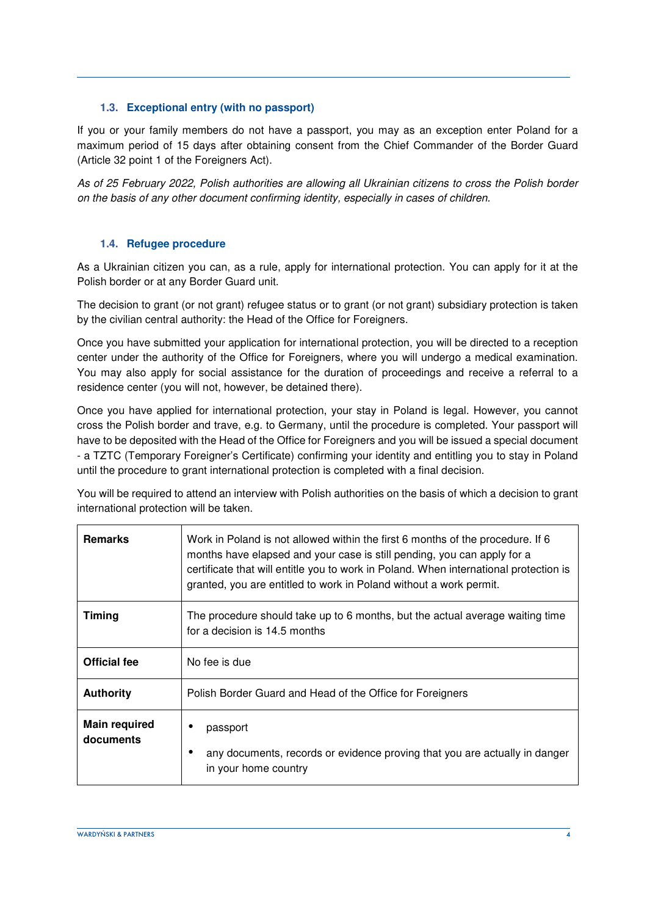### 1.3. Exceptional entry (with no passport)

If you or your family members do not have a passport, you may as an exception enter Poland for a maximum period of 15 days after obtaining consent from the Chief Commander of the Border Guard (Article 32 point 1 of the Foreigners Act).

*As of 25 February 2022, Polish authorities are allowing all Ukrainian citizens to cross the Polish border on the basis of any other document confirming identity, especially in cases of children.*

### 1.4. Refugee procedure

As a Ukrainian citizen you can, as a rule, apply for international protection. You can apply for it at the Polish border or at any Border Guard unit.

The decision to grant (or not grant) refugee status or to grant (or not grant) subsidiary protection is taken by the civilian central authority: the Head of the Office for Foreigners.

Once you have submitted your application for international protection, you will be directed to a reception center under the authority of the Office for Foreigners, where you will undergo a medical examination. You may also apply for social assistance for the duration of proceedings and receive a referral to a residence center (you will not, however, be detained there).

Once you have applied for international protection, your stay in Poland is legal. However, you cannot cross the Polish border and trave, e.g. to Germany, until the procedure is completed. Your passport will have to be deposited with the Head of the Office for Foreigners and you will be issued a special document - a TZTC (Temporary Foreigner's Certificate) confirming your identity and entitling you to stay in Poland until the procedure to grant international protection is completed with a final decision.

You will be required to attend an interview with Polish authorities on the basis of which a decision to grant international protection will be taken.

| | |
|---|---|
| **Remarks** | Work in Poland is not allowed within the first 6 months of the procedure. If 6 months have elapsed and your case is still pending, you can apply for a certificate that will entitle you to work in Poland. When international protection is granted, you are entitled to work in Poland without a work permit. |
| **Timing** | The procedure should take up to 6 months, but the actual average waiting time for a decision is 14.5 months |
| **Official fee** | No fee is due |
| **Authority** | Polish Border Guard and Head of the Office for Foreigners |
| **Main required documents** | • passport<br>• any documents, records or evidence proving that you are actually in danger in your home country |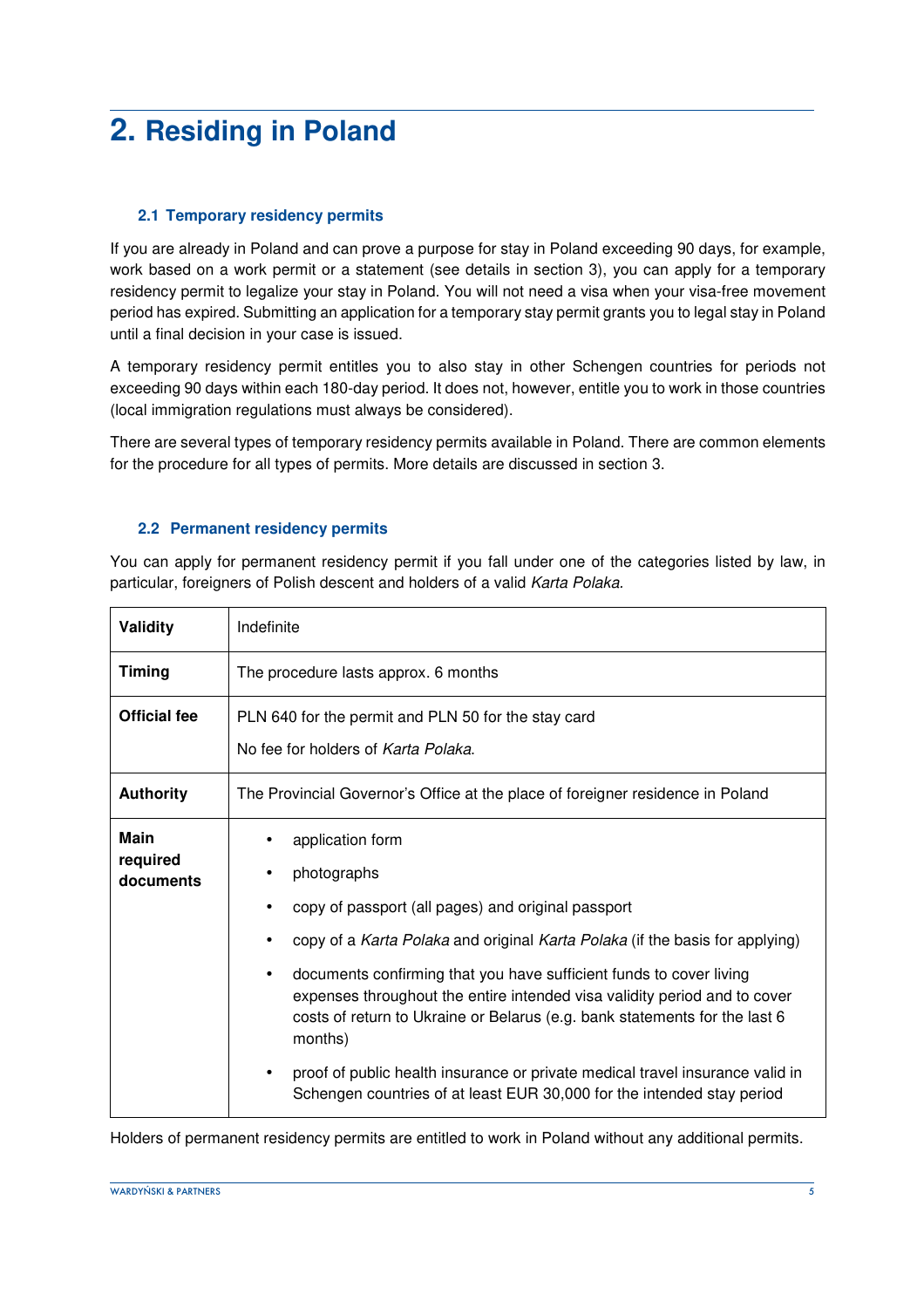# 2. Residing in Poland

### 2.1 Temporary residency permits

If you are already in Poland and can prove a purpose for stay in Poland exceeding 90 days, for example, work based on a work permit or a statement (see details in section 3), you can apply for a temporary residency permit to legalize your stay in Poland. You will not need a visa when your visa-free movement period has expired. Submitting an application for a temporary stay permit grants you to legal stay in Poland until a final decision in your case is issued.

A temporary residency permit entitles you to also stay in other Schengen countries for periods not exceeding 90 days within each 180-day period. It does not, however, entitle you to work in those countries (local immigration regulations must always be considered).

There are several types of temporary residency permits available in Poland. There are common elements for the procedure for all types of permits. More details are discussed in section 3.

### 2.2 Permanent residency permits

You can apply for permanent residency permit if you fall under one of the categories listed by law, in particular, foreigners of Polish descent and holders of a valid *Karta Polaka*.

| | |
|---|---|
| **Validity** | Indefinite |
| **Timing** | The procedure lasts approx. 6 months |
| **Official fee** | PLN 640 for the permit and PLN 50 for the stay card<br><br>No fee for holders of *Karta Polaka*. |
| **Authority** | The Provincial Governor's Office at the place of foreigner residence in Poland |
| **Main required documents** | • application form<br>• photographs<br>• copy of passport (all pages) and original passport<br>• copy of a *Karta Polaka* and original *Karta Polaka* (if the basis for applying)<br>• documents confirming that you have sufficient funds to cover living expenses throughout the entire intended visa validity period and to cover costs of return to Ukraine or Belarus (e.g. bank statements for the last 6 months)<br>• proof of public health insurance or private medical travel insurance valid in Schengen countries of at least EUR 30,000 for the intended stay period |

Holders of permanent residency permits are entitled to work in Poland without any additional permits.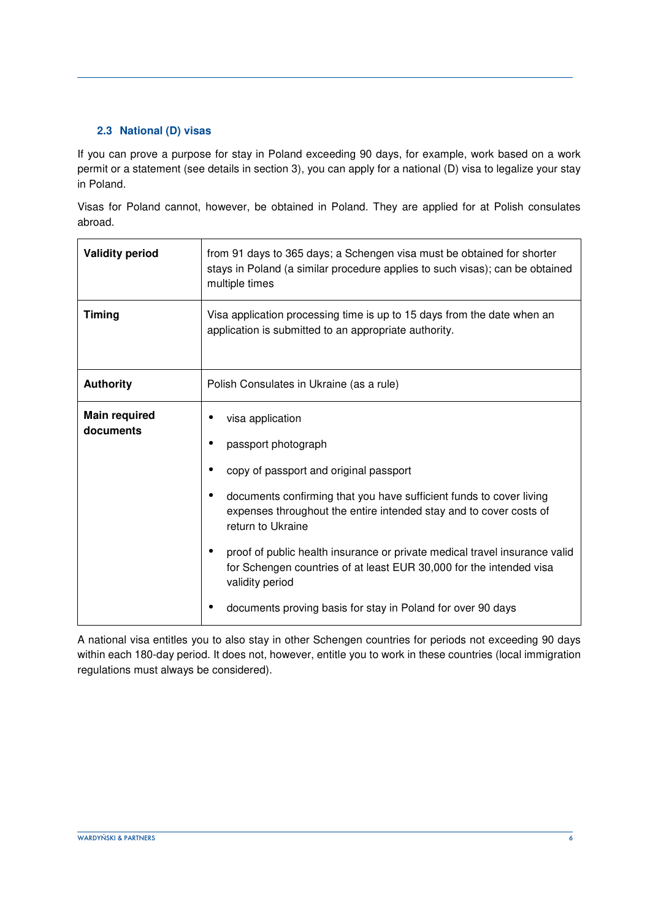### 2.3 National (D) visas

If you can prove a purpose for stay in Poland exceeding 90 days, for example, work based on a work permit or a statement (see details in section 3), you can apply for a national (D) visa to legalize your stay in Poland.

Visas for Poland cannot, however, be obtained in Poland. They are applied for at Polish consulates abroad.

| | |
|---|---|
| **Validity period** | from 91 days to 365 days; a Schengen visa must be obtained for shorter stays in Poland (a similar procedure applies to such visas); can be obtained multiple times |
| **Timing** | Visa application processing time is up to 15 days from the date when an application is submitted to an appropriate authority. |
| **Authority** | Polish Consulates in Ukraine (as a rule) |
| **Main required documents** | • visa application<br>• passport photograph<br>• copy of passport and original passport<br>• documents confirming that you have sufficient funds to cover living expenses throughout the entire intended stay and to cover costs of return to Ukraine<br>• proof of public health insurance or private medical travel insurance valid for Schengen countries of at least EUR 30,000 for the intended visa validity period<br>• documents proving basis for stay in Poland for over 90 days |

A national visa entitles you to also stay in other Schengen countries for periods not exceeding 90 days within each 180-day period. It does not, however, entitle you to work in these countries (local immigration regulations must always be considered).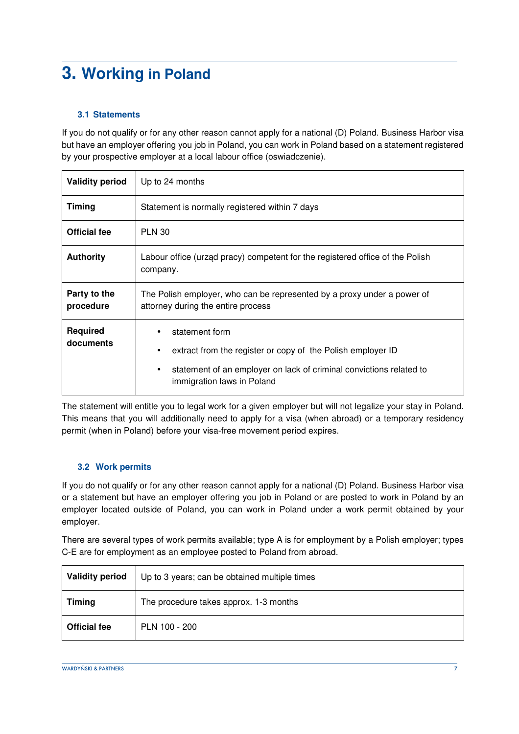# 3. Working in Poland

### 3.1 Statements

If you do not qualify or for any other reason cannot apply for a national (D) Poland. Business Harbor visa but have an employer offering you job in Poland, you can work in Poland based on a statement registered by your prospective employer at a local labour office (oswiadczenie).

| | |
|---|---|
| **Validity period** | Up to 24 months |
| **Timing** | Statement is normally registered within 7 days |
| **Official fee** | PLN 30 |
| **Authority** | Labour office (urząd pracy) competent for the registered office of the Polish company. |
| **Party to the procedure** | The Polish employer, who can be represented by a proxy under a power of attorney during the entire process |
| **Required documents** | • statement form<br>• extract from the register or copy of the Polish employer ID<br>• statement of an employer on lack of criminal convictions related to immigration laws in Poland |

The statement will entitle you to legal work for a given employer but will not legalize your stay in Poland. This means that you will additionally need to apply for a visa (when abroad) or a temporary residency permit (when in Poland) before your visa-free movement period expires.

### 3.2 Work permits

If you do not qualify or for any other reason cannot apply for a national (D) Poland. Business Harbor visa or a statement but have an employer offering you job in Poland or are posted to work in Poland by an employer located outside of Poland, you can work in Poland under a work permit obtained by your employer.

There are several types of work permits available; type A is for employment by a Polish employer; types C-E are for employment as an employee posted to Poland from abroad.

| | |
|---|---|
| **Validity period** | Up to 3 years; can be obtained multiple times |
| **Timing** | The procedure takes approx. 1-3 months |
| **Official fee** | PLN 100 - 200 |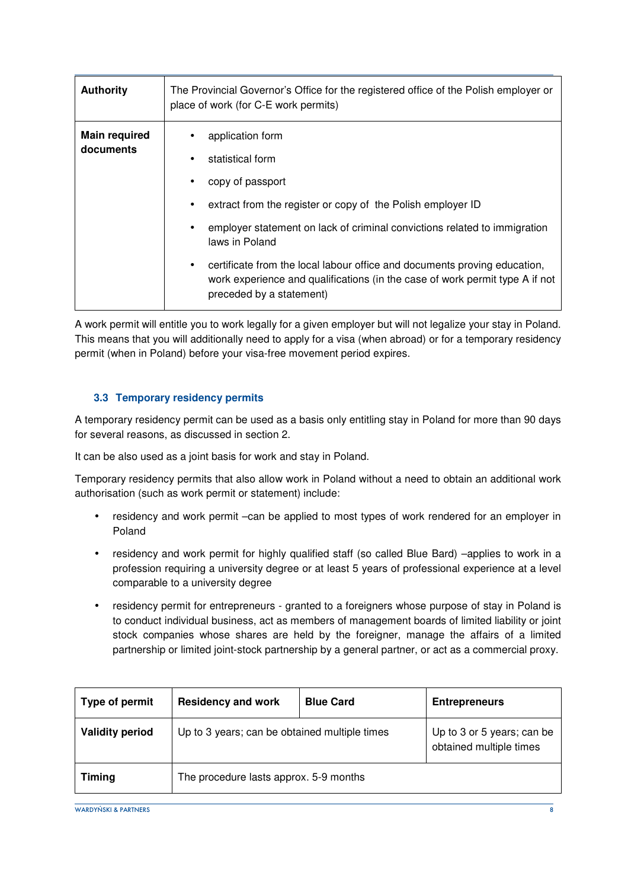| Authority | The Provincial Governor's Office for the registered office of the Polish employer or place of work (for C-E work permits) |
|---|---|
| Main required documents | • application form<br>• statistical form<br>• copy of passport<br>• extract from the register or copy of the Polish employer ID<br>• employer statement on lack of criminal convictions related to immigration laws in Poland<br>• certificate from the local labour office and documents proving education, work experience and qualifications (in the case of work permit type A if not preceded by a statement) |

A work permit will entitle you to work legally for a given employer but will not legalize your stay in Poland. This means that you will additionally need to apply for a visa (when abroad) or for a temporary residency permit (when in Poland) before your visa-free movement period expires.

### 3.3 Temporary residency permits

A temporary residency permit can be used as a basis only entitling stay in Poland for more than 90 days for several reasons, as discussed in section 2.

It can be also used as a joint basis for work and stay in Poland.

Temporary residency permits that also allow work in Poland without a need to obtain an additional work authorisation (such as work permit or statement) include:

- residency and work permit –can be applied to most types of work rendered for an employer in Poland
- residency and work permit for highly qualified staff (so called Blue Bard) –applies to work in a profession requiring a university degree or at least 5 years of professional experience at a level comparable to a university degree
- residency permit for entrepreneurs - granted to a foreigners whose purpose of stay in Poland is to conduct individual business, act as members of management boards of limited liability or joint stock companies whose shares are held by the foreigner, manage the affairs of a limited partnership or limited joint-stock partnership by a general partner, or act as a commercial proxy.

| Type of permit | Residency and work | Blue Card | Entrepreneurs |
|---|---|---|---|
| Validity period | Up to 3 years; can be obtained multiple times | | Up to 3 or 5 years; can be obtained multiple times |
| Timing | The procedure lasts approx. 5-9 months | | |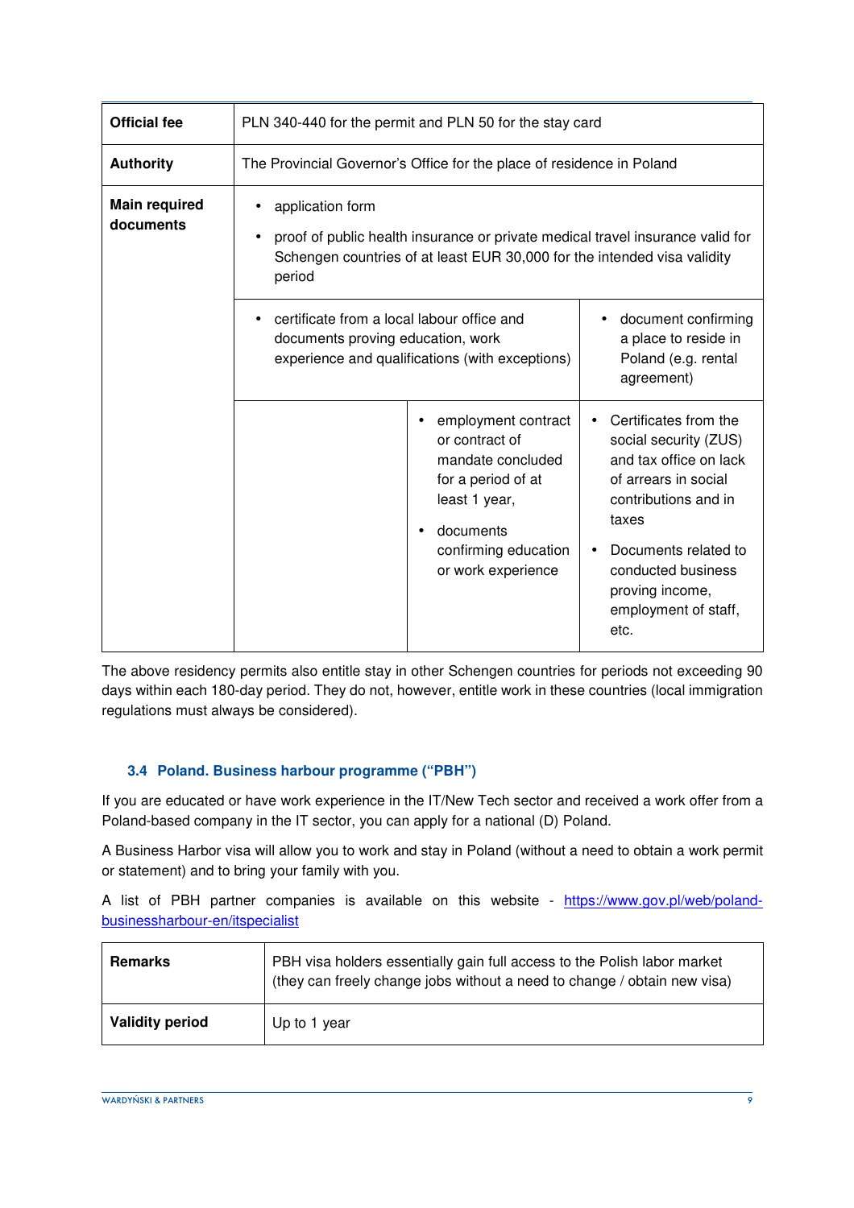| | | | |
|---|---|---|---|
| **Official fee** | PLN 340-440 for the permit and PLN 50 for the stay card | | |
| **Authority** | The Provincial Governor's Office for the place of residence in Poland | | |
| **Main required documents** | • application form<br>• proof of public health insurance or private medical travel insurance valid for Schengen countries of at least EUR 30,000 for the intended visa validity period | | |
| | • certificate from a local labour office and documents proving education, work experience and qualifications (with exceptions) | | • document confirming a place to reside in Poland (e.g. rental agreement) |
| | | • employment contract or contract of mandate concluded for a period of at least 1 year,<br>• documents confirming education or work experience | • Certificates from the social security (ZUS) and tax office on lack of arrears in social contributions and in taxes<br>• Documents related to conducted business proving income, employment of staff, etc. |

The above residency permits also entitle stay in other Schengen countries for periods not exceeding 90 days within each 180-day period. They do not, however, entitle work in these countries (local immigration regulations must always be considered).

### 3.4 Poland. Business harbour programme ("PBH")

If you are educated or have work experience in the IT/New Tech sector and received a work offer from a Poland-based company in the IT sector, you can apply for a national (D) Poland.

A Business Harbor visa will allow you to work and stay in Poland (without a need to obtain a work permit or statement) and to bring your family with you.

A list of PBH partner companies is available on this website - [https://www.gov.pl/web/poland-businessharbour-en/itspecialist](https://www.gov.pl/web/poland-businessharbour-en/itspecialist)

| | |
|---|---|
| **Remarks** | PBH visa holders essentially gain full access to the Polish labor market (they can freely change jobs without a need to change / obtain new visa) |
| **Validity period** | Up to 1 year |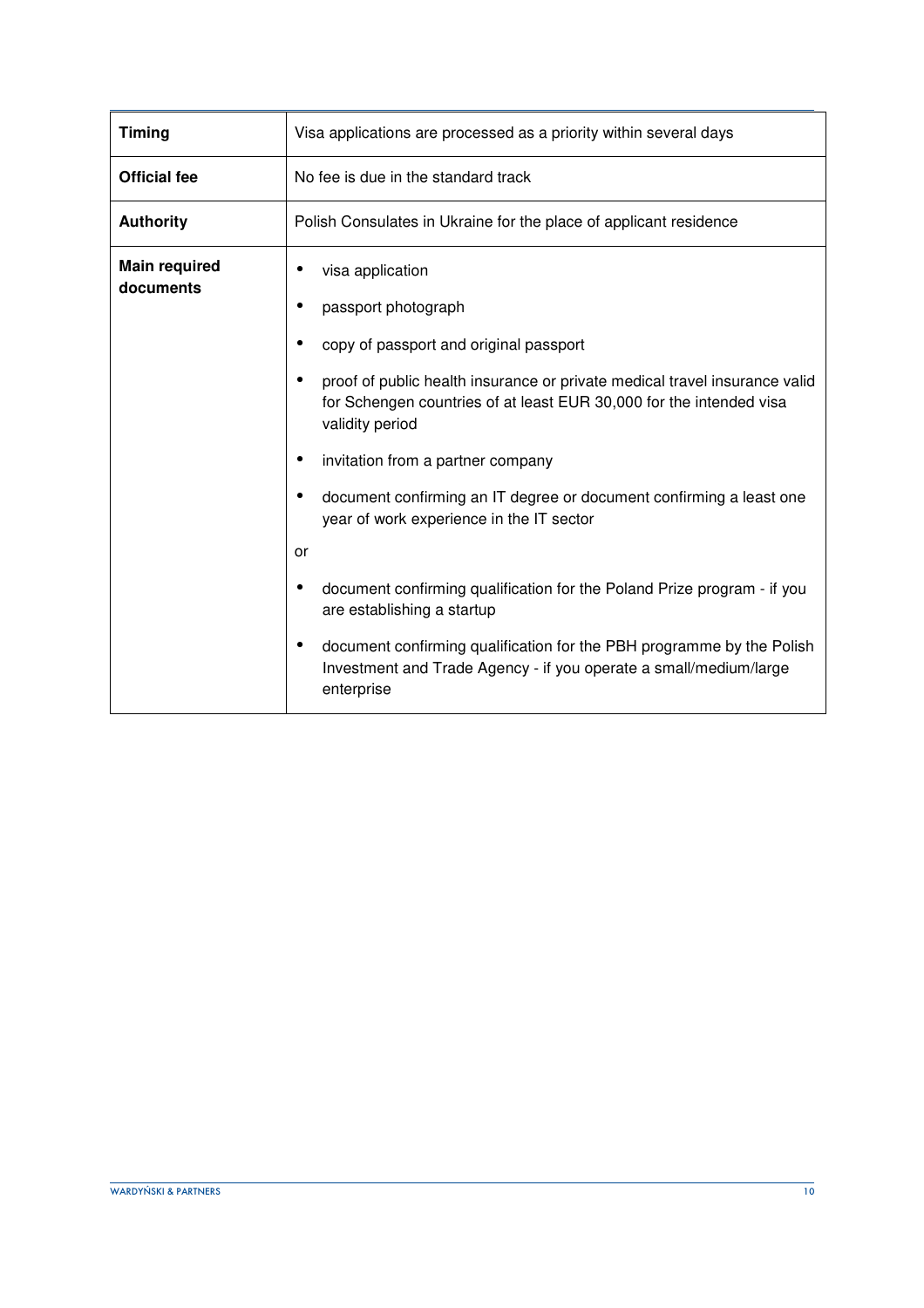| Timing | Visa applications are processed as a priority within several days |
|---|---|
| **Official fee** | No fee is due in the standard track |
| **Authority** | Polish Consulates in Ukraine for the place of applicant residence |
| **Main required documents** | • visa application<br>• passport photograph<br>• copy of passport and original passport<br>• proof of public health insurance or private medical travel insurance valid for Schengen countries of at least EUR 30,000 for the intended visa validity period<br>• invitation from a partner company<br>• document confirming an IT degree or document confirming a least one year of work experience in the IT sector<br>or<br>• document confirming qualification for the Poland Prize program - if you are establishing a startup<br>• document confirming qualification for the PBH programme by the Polish Investment and Trade Agency - if you operate a small/medium/large enterprise |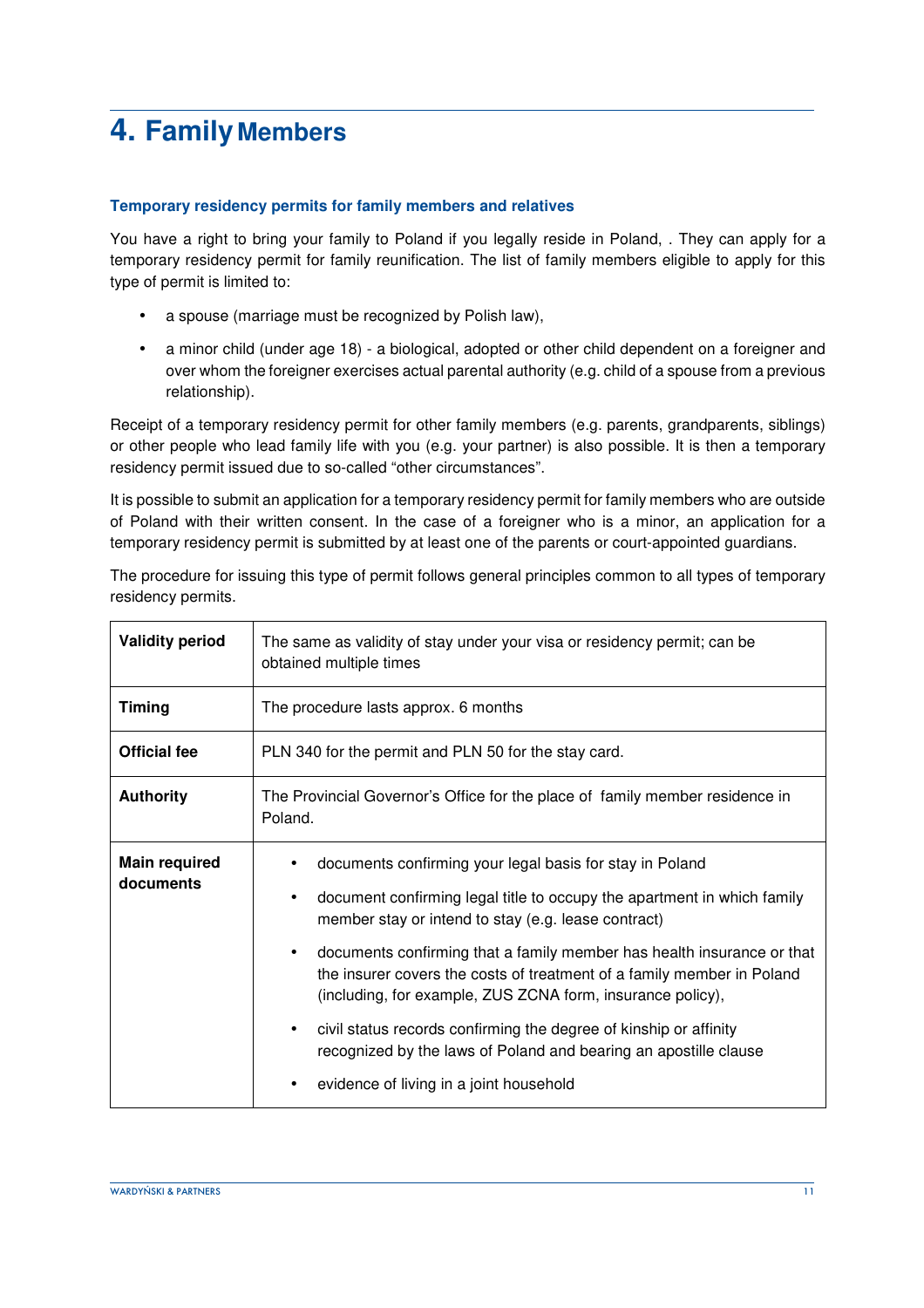# 4. Family Members

### Temporary residency permits for family members and relatives

You have a right to bring your family to Poland if you legally reside in Poland, . They can apply for a temporary residency permit for family reunification. The list of family members eligible to apply for this type of permit is limited to:

- a spouse (marriage must be recognized by Polish law),
- a minor child (under age 18) - a biological, adopted or other child dependent on a foreigner and over whom the foreigner exercises actual parental authority (e.g. child of a spouse from a previous relationship).

Receipt of a temporary residency permit for other family members (e.g. parents, grandparents, siblings) or other people who lead family life with you (e.g. your partner) is also possible. It is then a temporary residency permit issued due to so-called "other circumstances".

It is possible to submit an application for a temporary residency permit for family members who are outside of Poland with their written consent. In the case of a foreigner who is a minor, an application for a temporary residency permit is submitted by at least one of the parents or court-appointed guardians.

The procedure for issuing this type of permit follows general principles common to all types of temporary residency permits.

| | |
|---|---|
| **Validity period** | The same as validity of stay under your visa or residency permit; can be obtained multiple times |
| **Timing** | The procedure lasts approx. 6 months |
| **Official fee** | PLN 340 for the permit and PLN 50 for the stay card. |
| **Authority** | The Provincial Governor's Office for the place of family member residence in Poland. |
| **Main required documents** | • documents confirming your legal basis for stay in Poland<br>• document confirming legal title to occupy the apartment in which family member stay or intend to stay (e.g. lease contract)<br>• documents confirming that a family member has health insurance or that the insurer covers the costs of treatment of a family member in Poland (including, for example, ZUS ZCNA form, insurance policy),<br>• civil status records confirming the degree of kinship or affinity recognized by the laws of Poland and bearing an apostille clause<br>• evidence of living in a joint household |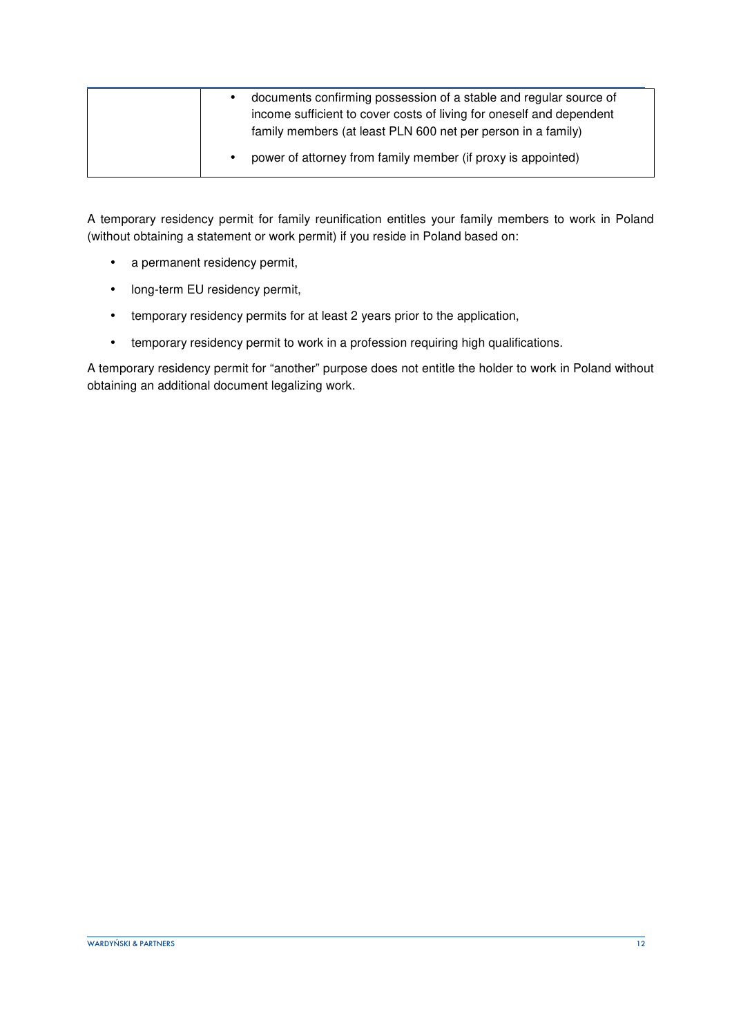|  |  |
| --- | --- |
|  | • documents confirming possession of a stable and regular source of income sufficient to cover costs of living for oneself and dependent family members (at least PLN 600 net per person in a family)<br>• power of attorney from family member (if proxy is appointed) |

A temporary residency permit for family reunification entitles your family members to work in Poland (without obtaining a statement or work permit) if you reside in Poland based on:

- a permanent residency permit,
- long-term EU residency permit,
- temporary residency permits for at least 2 years prior to the application,
- temporary residency permit to work in a profession requiring high qualifications.

A temporary residency permit for "another" purpose does not entitle the holder to work in Poland without obtaining an additional document legalizing work.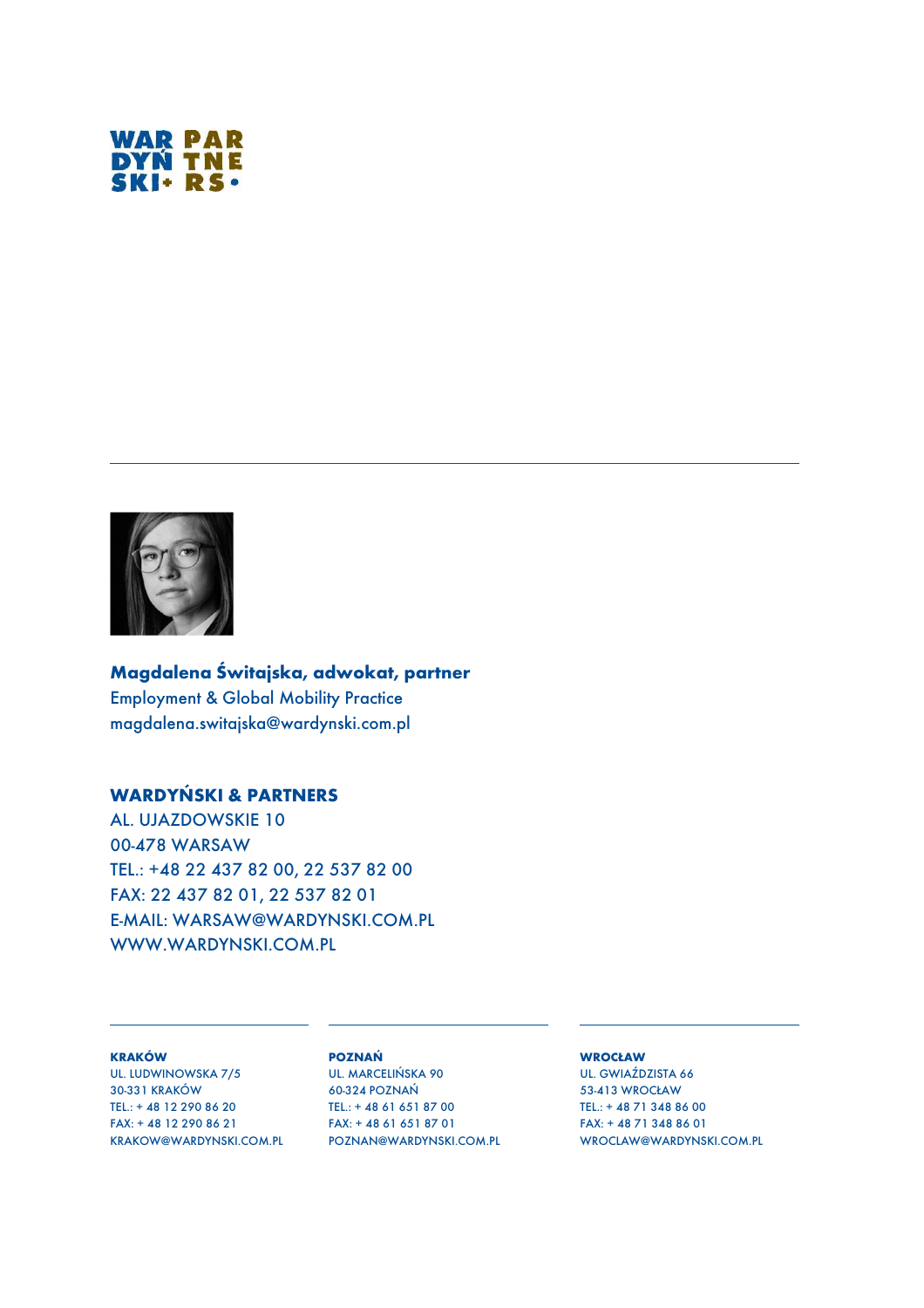WAR PAR
DYŃ TNE
SKI+ RS•

**Magdalena Świtajska, adwokat, partner**
Employment & Global Mobility Practice
magdalena.switajska@wardynski.com.pl

**WARDYŃSKI & PARTNERS**
AL. UJAZDOWSKIE 10
00-478 WARSAW
TEL.: +48 22 437 82 00, 22 537 82 00
FAX: 22 437 82 01, 22 537 82 01
E-MAIL: WARSAW@WARDYNSKI.COM.PL
WWW.WARDYNSKI.COM.PL

**KRAKÓW**
UL. LUDWINOWSKA 7/5
30-331 KRAKÓW
TEL.: + 48 12 290 86 20
FAX: + 48 12 290 86 21
KRAKOW@WARDYNSKI.COM.PL

**POZNAŃ**
UL. MARCELIŃSKA 90
60-324 POZNAŃ
TEL.: + 48 61 651 87 00
FAX: + 48 61 651 87 01
POZNAN@WARDYNSKI.COM.PL

**WROCŁAW**
UL. GWIAŹDZISTA 66
53-413 WROCŁAW
TEL.: + 48 71 348 86 00
FAX: + 48 71 348 86 01
WROCLAW@WARDYNSKI.COM.PL